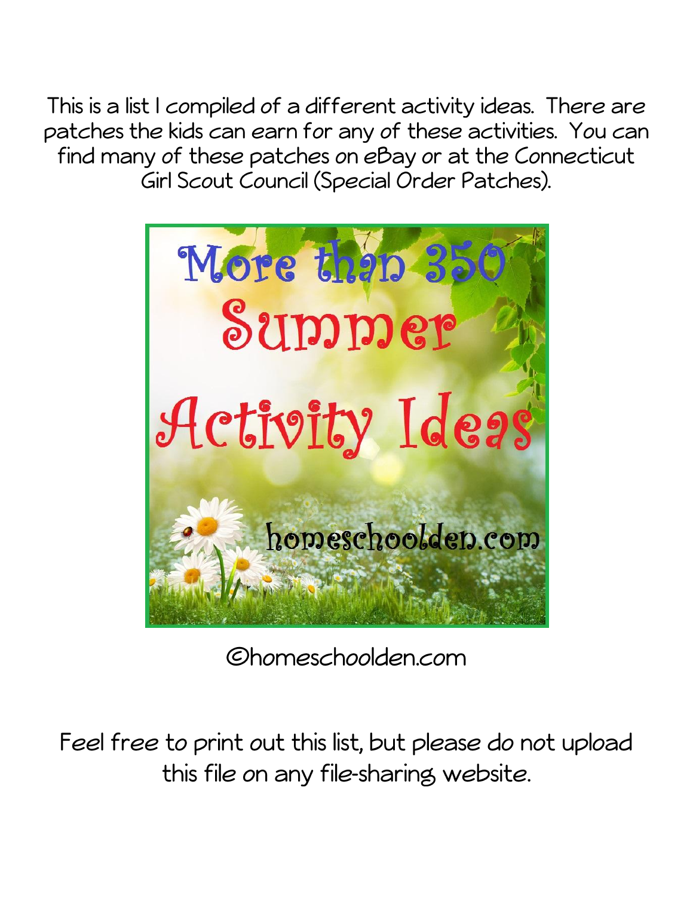This is a list I compiled of a different activity ideas. There are patches the kids can earn for any of these activities. You can find many of these patches on eBay or at the Connecticut Girl Scout Council (Special Order Patches).

# More than 350 Summer Activity Ideas

homeschoolden.com

©homeschoolden.com

Feel free to print out this list, but please do not upload this file on any file-sharing website.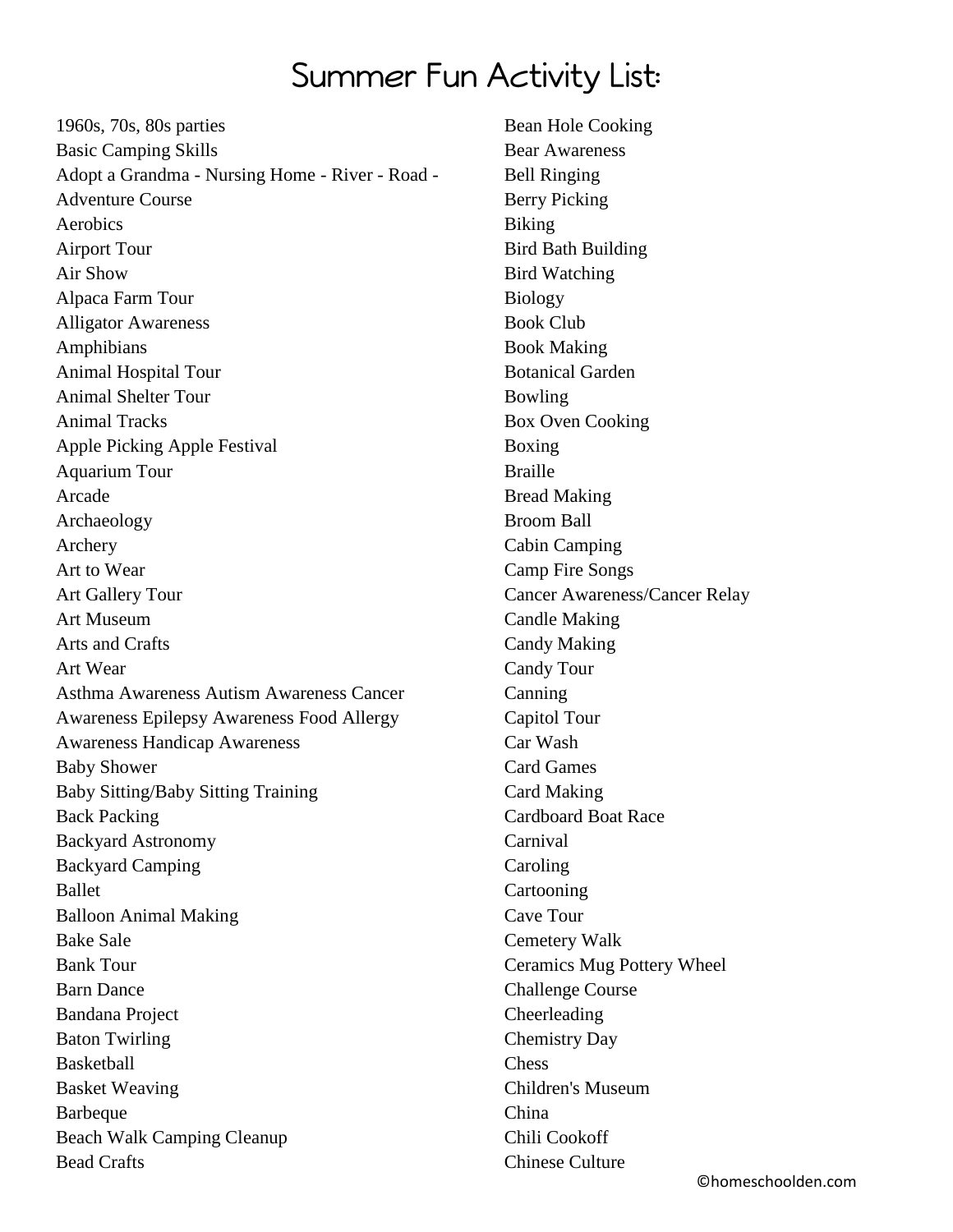# Summer Fun Activity List:

1960s, 70s, 80s parties
Basic Camping Skills
Adopt a Grandma - Nursing Home - River - Road -
Adventure Course
Aerobics
Airport Tour
Air Show
Alpaca Farm Tour
Alligator Awareness
Amphibians
Animal Hospital Tour
Animal Shelter Tour
Animal Tracks
Apple Picking Apple Festival
Aquarium Tour
Arcade
Archaeology
Archery
Art to Wear
Art Gallery Tour
Art Museum
Arts and Crafts
Art Wear
Asthma Awareness Autism Awareness Cancer
Awareness Epilepsy Awareness Food Allergy
Awareness Handicap Awareness
Baby Shower
Baby Sitting/Baby Sitting Training
Back Packing
Backyard Astronomy
Backyard Camping
Ballet
Balloon Animal Making
Bake Sale
Bank Tour
Barn Dance
Bandana Project
Baton Twirling
Basketball
Basket Weaving
Barbeque
Beach Walk Camping Cleanup
Bead Crafts
Bean Hole Cooking
Bear Awareness
Bell Ringing
Berry Picking
Biking
Bird Bath Building
Bird Watching
Biology
Book Club
Book Making
Botanical Garden
Bowling
Box Oven Cooking
Boxing
Braille
Bread Making
Broom Ball
Cabin Camping
Camp Fire Songs
Cancer Awareness/Cancer Relay
Candle Making
Candy Making
Candy Tour
Canning
Capitol Tour
Car Wash
Card Games
Card Making
Cardboard Boat Race
Carnival
Caroling
Cartooning
Cave Tour
Cemetery Walk
Ceramics Mug Pottery Wheel
Challenge Course
Cheerleading
Chemistry Day
Chess
Children's Museum
China
Chili Cookoff
Chinese Culture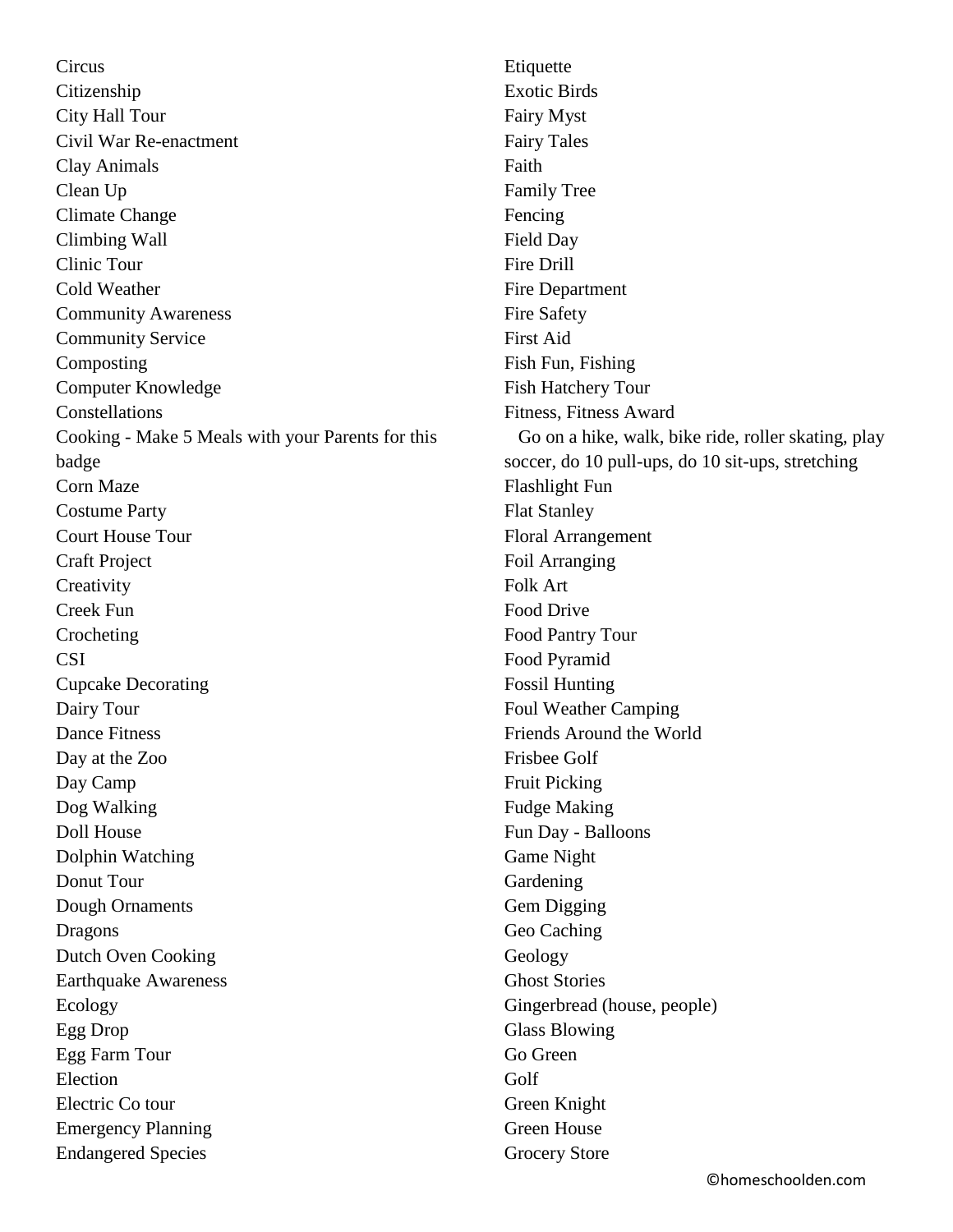Circus
Citizenship
City Hall Tour
Civil War Re-enactment
Clay Animals
Clean Up
Climate Change
Climbing Wall
Clinic Tour
Cold Weather
Community Awareness
Community Service
Composting
Computer Knowledge
Constellations
Cooking - Make 5 Meals with your Parents for this badge
Corn Maze
Costume Party
Court House Tour
Craft Project
Creativity
Creek Fun
Crocheting
CSI
Cupcake Decorating
Dairy Tour
Dance Fitness
Day at the Zoo
Day Camp
Dog Walking
Doll House
Dolphin Watching
Donut Tour
Dough Ornaments
Dragons
Dutch Oven Cooking
Earthquake Awareness
Ecology
Egg Drop
Egg Farm Tour
Election
Electric Co tour
Emergency Planning
Endangered Species
Etiquette
Exotic Birds
Fairy Myst
Fairy Tales
Faith
Family Tree
Fencing
Field Day
Fire Drill
Fire Department
Fire Safety
First Aid
Fish Fun, Fishing
Fish Hatchery Tour
Fitness, Fitness Award
  Go on a hike, walk, bike ride, roller skating, play soccer, do 10 pull-ups, do 10 sit-ups, stretching
Flashlight Fun
Flat Stanley
Floral Arrangement
Foil Arranging
Folk Art
Food Drive
Food Pantry Tour
Food Pyramid
Fossil Hunting
Foul Weather Camping
Friends Around the World
Frisbee Golf
Fruit Picking
Fudge Making
Fun Day - Balloons
Game Night
Gardening
Gem Digging
Geo Caching
Geology
Ghost Stories
Gingerbread (house, people)
Glass Blowing
Go Green
Golf
Green Knight
Green House
Grocery Store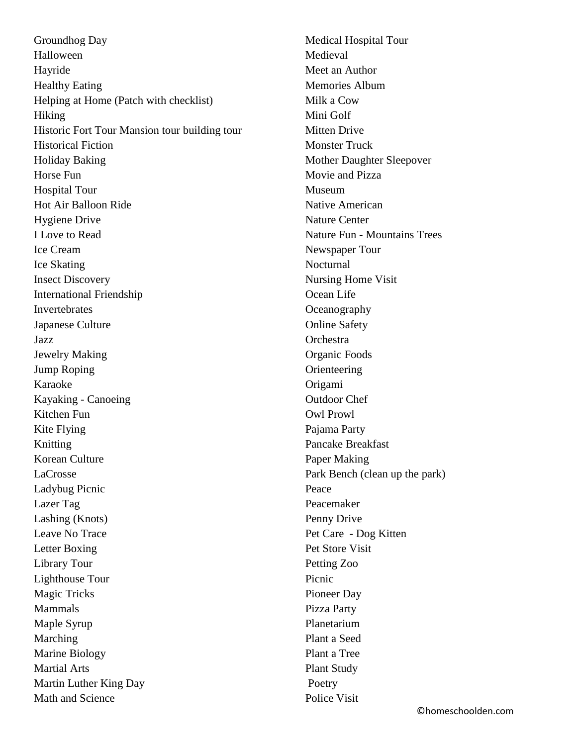Groundhog Day
Halloween
Hayride
Healthy Eating
Helping at Home (Patch with checklist)
Hiking
Historic Fort Tour Mansion tour building tour
Historical Fiction
Holiday Baking
Horse Fun
Hospital Tour
Hot Air Balloon Ride
Hygiene Drive
I Love to Read
Ice Cream
Ice Skating
Insect Discovery
International Friendship
Invertebrates
Japanese Culture
Jazz
Jewelry Making
Jump Roping
Karaoke
Kayaking - Canoeing
Kitchen Fun
Kite Flying
Knitting
Korean Culture
LaCrosse
Ladybug Picnic
Lazer Tag
Lashing (Knots)
Leave No Trace
Letter Boxing
Library Tour
Lighthouse Tour
Magic Tricks
Mammals
Maple Syrup
Marching
Marine Biology
Martial Arts
Martin Luther King Day
Math and Science
Medical Hospital Tour
Medieval
Meet an Author
Memories Album
Milk a Cow
Mini Golf
Mitten Drive
Monster Truck
Mother Daughter Sleepover
Movie and Pizza
Museum
Native American
Nature Center
Nature Fun - Mountains Trees
Newspaper Tour
Nocturnal
Nursing Home Visit
Ocean Life
Oceanography
Online Safety
Orchestra
Organic Foods
Orienteering
Origami
Outdoor Chef
Owl Prowl
Pajama Party
Pancake Breakfast
Paper Making
Park Bench (clean up the park)
Peace
Peacemaker
Penny Drive
Pet Care - Dog Kitten
Pet Store Visit
Petting Zoo
Picnic
Pioneer Day
Pizza Party
Planetarium
Plant a Seed
Plant a Tree
Plant Study
Poetry
Police Visit

©homeschoolden.com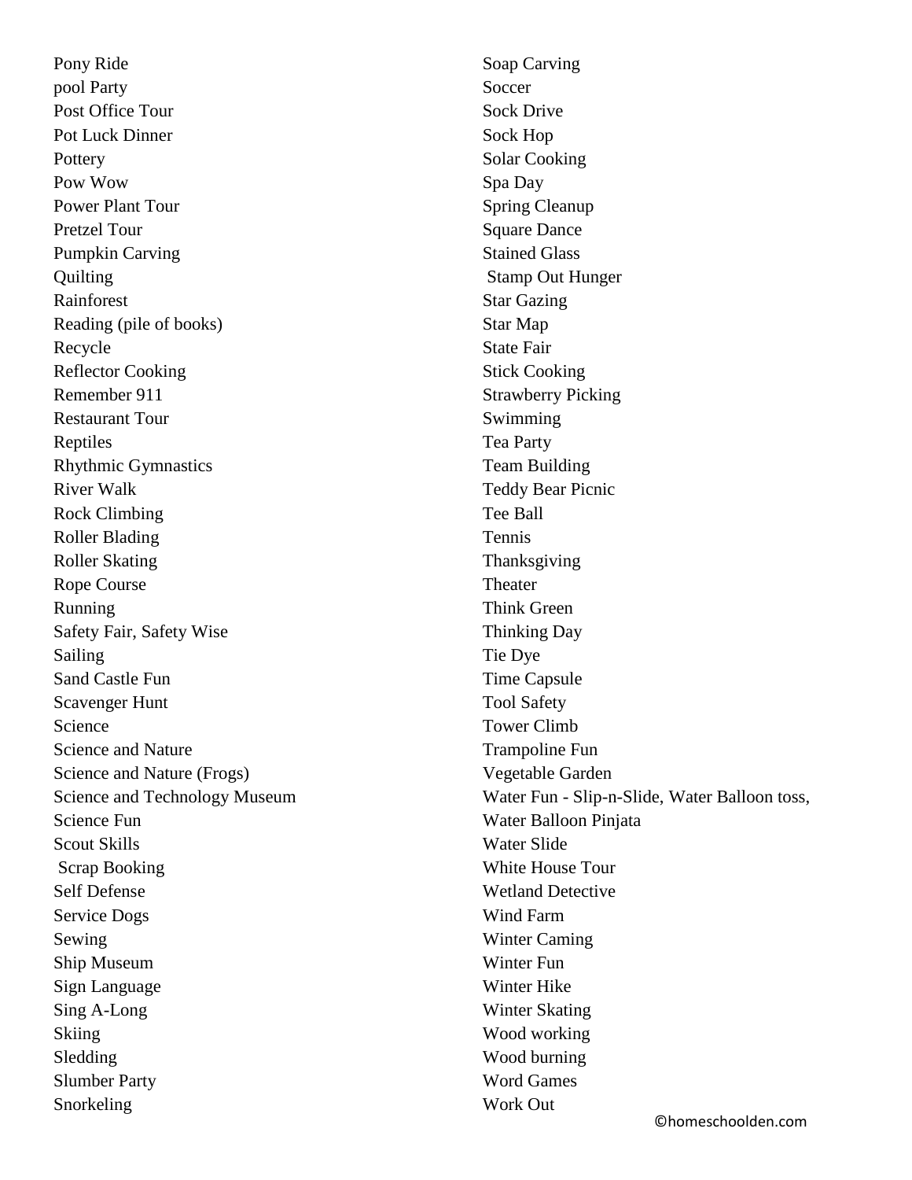Pony Ride
pool Party
Post Office Tour
Pot Luck Dinner
Pottery
Pow Wow
Power Plant Tour
Pretzel Tour
Pumpkin Carving
Quilting
Rainforest
Reading (pile of books)
Recycle
Reflector Cooking
Remember 911
Restaurant Tour
Reptiles
Rhythmic Gymnastics
River Walk
Rock Climbing
Roller Blading
Roller Skating
Rope Course
Running
Safety Fair, Safety Wise
Sailing
Sand Castle Fun
Scavenger Hunt
Science
Science and Nature
Science and Nature (Frogs)
Science and Technology Museum
Science Fun
Scout Skills
Scrap Booking
Self Defense
Service Dogs
Sewing
Ship Museum
Sign Language
Sing A-Long
Skiing
Sledding
Slumber Party
Snorkeling
Soap Carving
Soccer
Sock Drive
Sock Hop
Solar Cooking
Spa Day
Spring Cleanup
Square Dance
Stained Glass
Stamp Out Hunger
Star Gazing
Star Map
State Fair
Stick Cooking
Strawberry Picking
Swimming
Tea Party
Team Building
Teddy Bear Picnic
Tee Ball
Tennis
Thanksgiving
Theater
Think Green
Thinking Day
Tie Dye
Time Capsule
Tool Safety
Tower Climb
Trampoline Fun
Vegetable Garden
Water Fun - Slip-n-Slide, Water Balloon toss,
Water Balloon Pinjata
Water Slide
White House Tour
Wetland Detective
Wind Farm
Winter Caming
Winter Fun
Winter Hike
Winter Skating
Wood working
Wood burning
Word Games
Work Out

©homeschoolden.com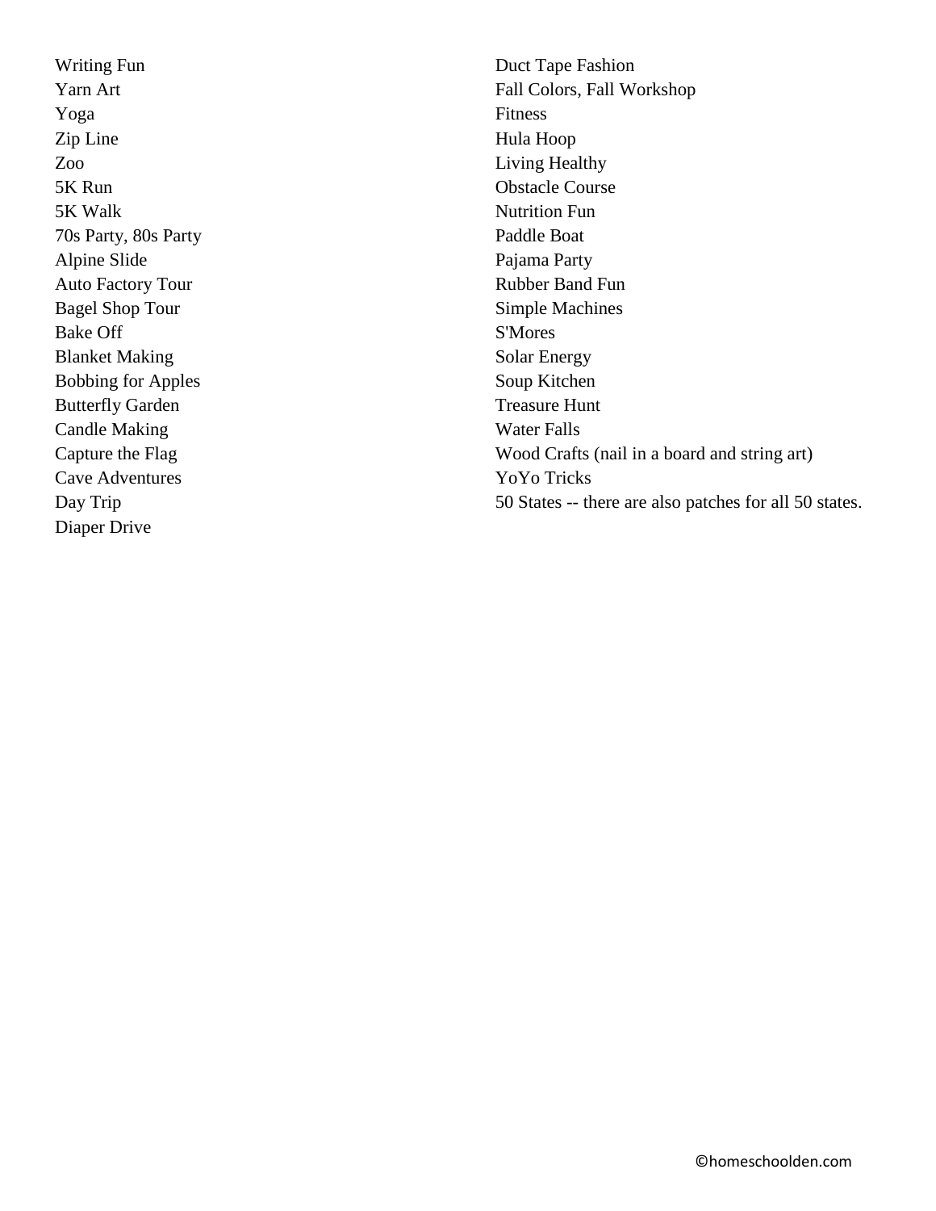Writing Fun
Yarn Art
Yoga
Zip Line
Zoo
5K Run
5K Walk
70s Party, 80s Party
Alpine Slide
Auto Factory Tour
Bagel Shop Tour
Bake Off
Blanket Making
Bobbing for Apples
Butterfly Garden
Candle Making
Capture the Flag
Cave Adventures
Day Trip
Diaper Drive
Duct Tape Fashion
Fall Colors, Fall Workshop
Fitness
Hula Hoop
Living Healthy
Obstacle Course
Nutrition Fun
Paddle Boat
Pajama Party
Rubber Band Fun
Simple Machines
S'Mores
Solar Energy
Soup Kitchen
Treasure Hunt
Water Falls
Wood Crafts (nail in a board and string art)
YoYo Tricks
50 States -- there are also patches for all 50 states.

©homeschoolden.com